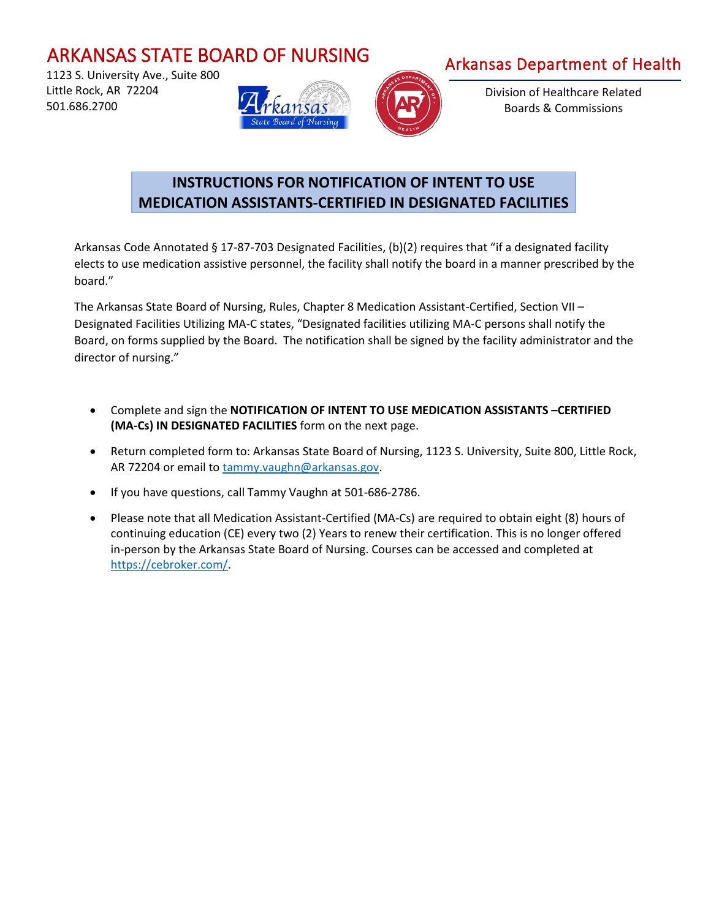ARKANSAS STATE BOARD OF NURSING

1123 S. University Ave., Suite 800
Little Rock, AR 72204
501.686.2700

Arkansas Department of Health

Division of Healthcare Related Boards & Commissions

# INSTRUCTIONS FOR NOTIFICATION OF INTENT TO USE MEDICATION ASSISTANTS-CERTIFIED IN DESIGNATED FACILITIES

Arkansas Code Annotated § 17-87-703 Designated Facilities, (b)(2) requires that "if a designated facility elects to use medication assistive personnel, the facility shall notify the board in a manner prescribed by the board."

The Arkansas State Board of Nursing, Rules, Chapter 8 Medication Assistant-Certified, Section VII – Designated Facilities Utilizing MA-C states, "Designated facilities utilizing MA-C persons shall notify the Board, on forms supplied by the Board. The notification shall be signed by the facility administrator and the director of nursing."

- Complete and sign the **NOTIFICATION OF INTENT TO USE MEDICATION ASSISTANTS –CERTIFIED (MA-Cs) IN DESIGNATED FACILITIES** form on the next page.
- Return completed form to: Arkansas State Board of Nursing, 1123 S. University, Suite 800, Little Rock, AR 72204 or email to tammy.vaughn@arkansas.gov.
- If you have questions, call Tammy Vaughn at 501-686-2786.
- Please note that all Medication Assistant-Certified (MA-Cs) are required to obtain eight (8) hours of continuing education (CE) every two (2) Years to renew their certification. This is no longer offered in-person by the Arkansas State Board of Nursing. Courses can be accessed and completed at https://cebroker.com/.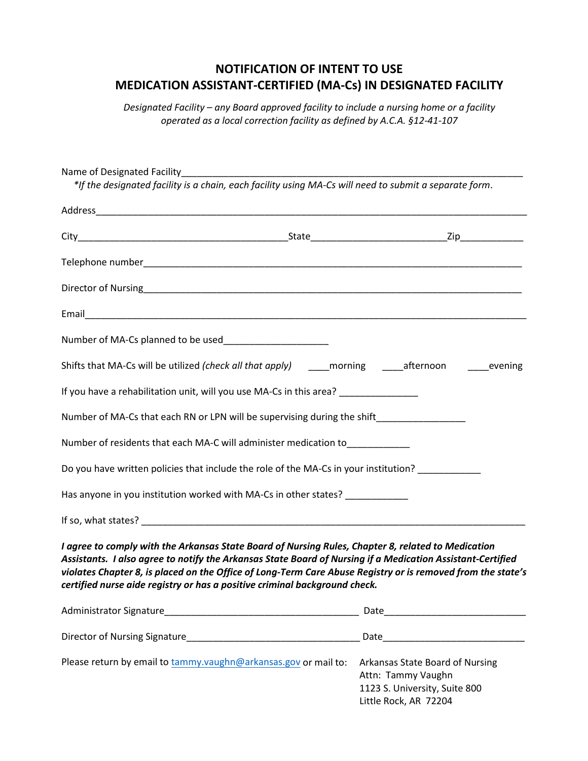# NOTIFICATION OF INTENT TO USE MEDICATION ASSISTANT-CERTIFIED (MA-Cs) IN DESIGNATED FACILITY

*Designated Facility – any Board approved facility to include a nursing home or a facility operated as a local correction facility as defined by A.C.A. §12-41-107*

Name of Designated Facility_______________________________________________________________

*\*If the designated facility is a chain, each facility using MA-Cs will need to submit a separate form.*

Address_______________________________________________________________________________

City______________________________________State_________________________Zip____________

Telephone number_______________________________________________________________________

Director of Nursing_____________________________________________________________________

Email__________________________________________________________________________________

Number of MA-Cs planned to be used____________________

Shifts that MA-Cs will be utilized *(check all that apply)* ____morning ____afternoon ____evening

If you have a rehabilitation unit, will you use MA-Cs in this area? _______________

Number of MA-Cs that each RN or LPN will be supervising during the shift_________________

Number of residents that each MA-C will administer medication to____________

Do you have written policies that include the role of the MA-Cs in your institution? ____________

Has anyone in you institution worked with MA-Cs in other states? ____________

If so, what states? _______________________________________________________________________

***I agree to comply with the Arkansas State Board of Nursing Rules, Chapter 8, related to Medication Assistants. I also agree to notify the Arkansas State Board of Nursing if a Medication Assistant-Certified violates Chapter 8, is placed on the Office of Long-Term Care Abuse Registry or is removed from the state's certified nurse aide registry or has a positive criminal background check.***

Administrator Signature____________________________________ Date___________________________

Director of Nursing Signature_________________________________ Date___________________________

Please return by email to tammy.vaughn@arkansas.gov or mail to:

Arkansas State Board of Nursing
Attn: Tammy Vaughn
1123 S. University, Suite 800
Little Rock, AR 72204